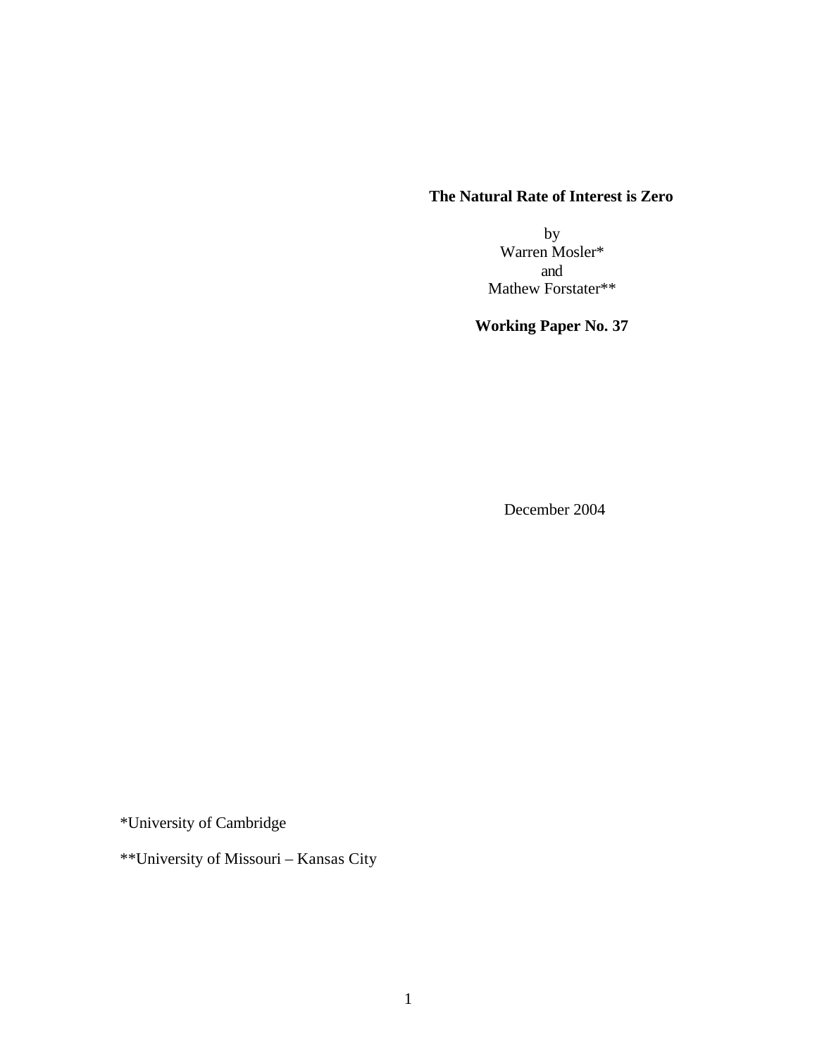# The Natural Rate of Interest is Zero

by
Warren Mosler*
and
Mathew Forstater**

**Working Paper No. 37**

December 2004

*University of Cambridge

**University of Missouri – Kansas City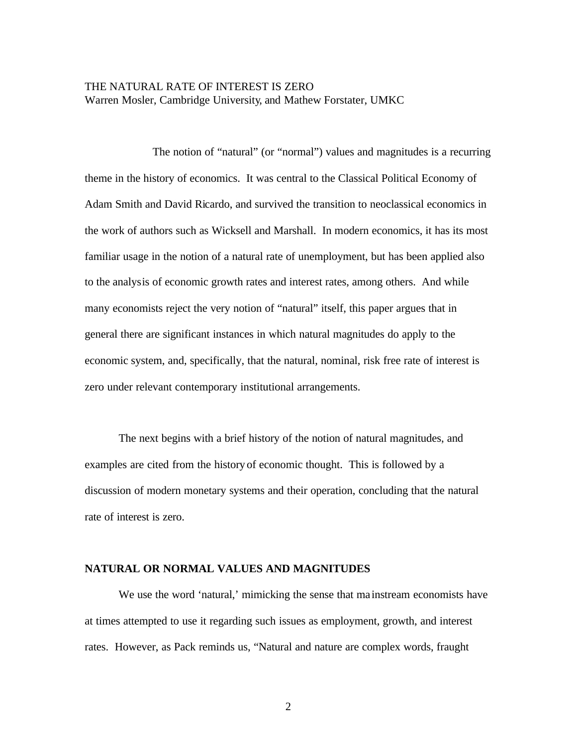THE NATURAL RATE OF INTEREST IS ZERO
Warren Mosler, Cambridge University, and Mathew Forstater, UMKC

The notion of "natural" (or "normal") values and magnitudes is a recurring theme in the history of economics. It was central to the Classical Political Economy of Adam Smith and David Ricardo, and survived the transition to neoclassical economics in the work of authors such as Wicksell and Marshall. In modern economics, it has its most familiar usage in the notion of a natural rate of unemployment, but has been applied also to the analysis of economic growth rates and interest rates, among others. And while many economists reject the very notion of "natural" itself, this paper argues that in general there are significant instances in which natural magnitudes do apply to the economic system, and, specifically, that the natural, nominal, risk free rate of interest is zero under relevant contemporary institutional arrangements.

The next begins with a brief history of the notion of natural magnitudes, and examples are cited from the history of economic thought. This is followed by a discussion of modern monetary systems and their operation, concluding that the natural rate of interest is zero.

**NATURAL OR NORMAL VALUES AND MAGNITUDES**

We use the word 'natural,' mimicking the sense that mainstream economists have at times attempted to use it regarding such issues as employment, growth, and interest rates. However, as Pack reminds us, "Natural and nature are complex words, fraught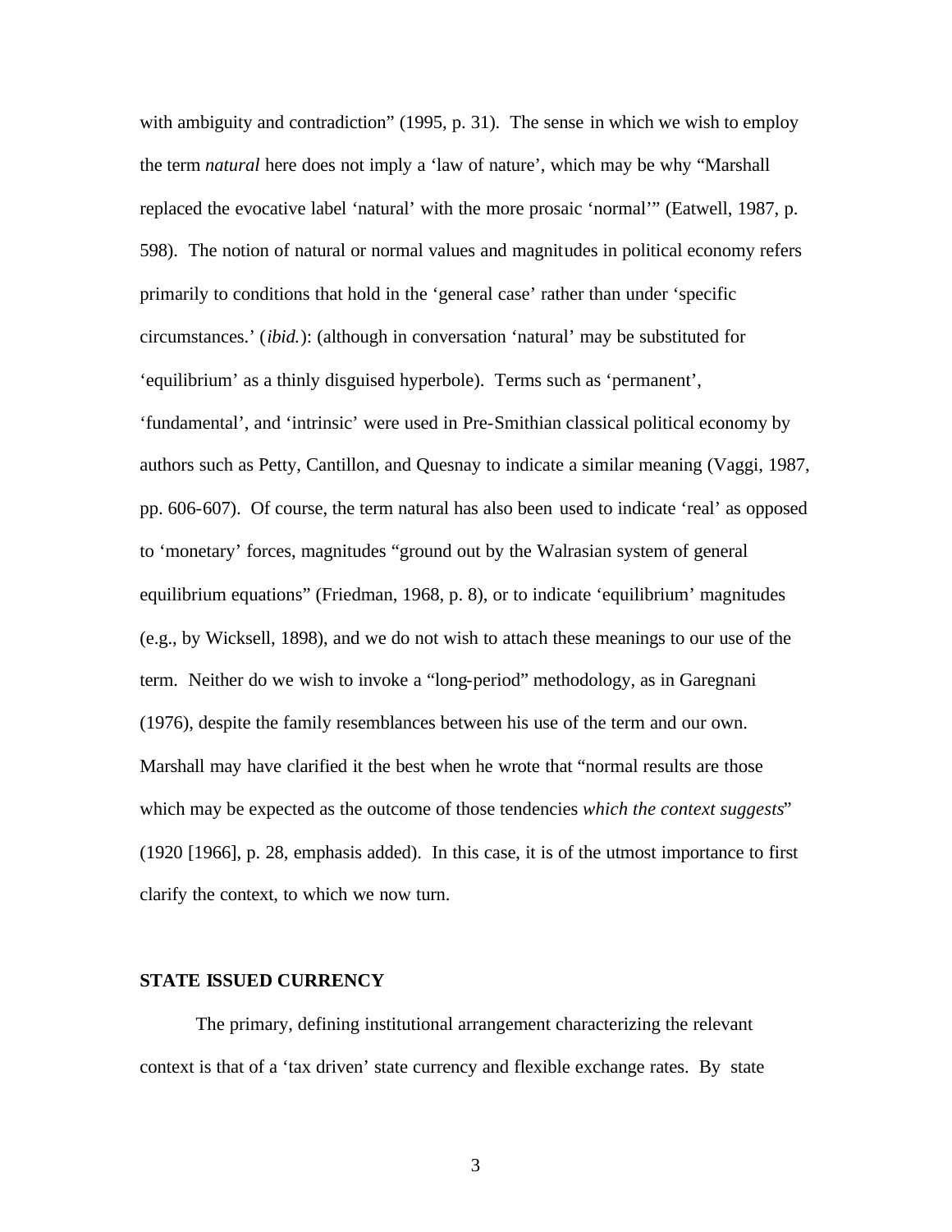with ambiguity and contradiction" (1995, p. 31). The sense in which we wish to employ the term *natural* here does not imply a 'law of nature', which may be why "Marshall replaced the evocative label 'natural' with the more prosaic 'normal'" (Eatwell, 1987, p. 598). The notion of natural or normal values and magnitudes in political economy refers primarily to conditions that hold in the 'general case' rather than under 'specific circumstances.' (*ibid.*): (although in conversation 'natural' may be substituted for 'equilibrium' as a thinly disguised hyperbole). Terms such as 'permanent', 'fundamental', and 'intrinsic' were used in Pre-Smithian classical political economy by authors such as Petty, Cantillon, and Quesnay to indicate a similar meaning (Vaggi, 1987, pp. 606-607). Of course, the term natural has also been used to indicate 'real' as opposed to 'monetary' forces, magnitudes "ground out by the Walrasian system of general equilibrium equations" (Friedman, 1968, p. 8), or to indicate 'equilibrium' magnitudes (e.g., by Wicksell, 1898), and we do not wish to attach these meanings to our use of the term. Neither do we wish to invoke a "long-period" methodology, as in Garegnani (1976), despite the family resemblances between his use of the term and our own. Marshall may have clarified it the best when he wrote that "normal results are those which may be expected as the outcome of those tendencies *which the context suggests*" (1920 [1966], p. 28, emphasis added). In this case, it is of the utmost importance to first clarify the context, to which we now turn.

## STATE ISSUED CURRENCY

The primary, defining institutional arrangement characterizing the relevant context is that of a 'tax driven' state currency and flexible exchange rates. By state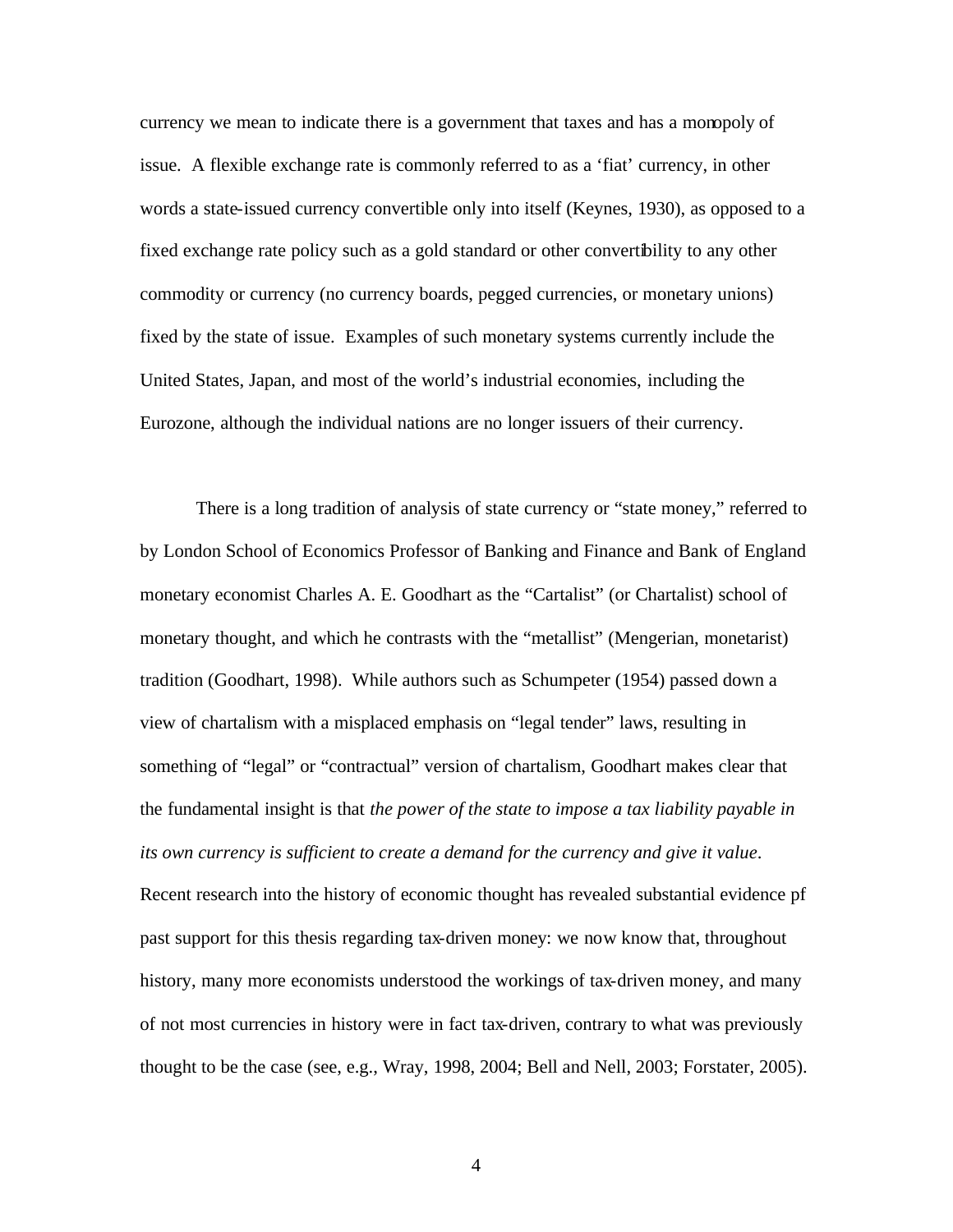currency we mean to indicate there is a government that taxes and has a monopoly of issue. A flexible exchange rate is commonly referred to as a 'fiat' currency, in other words a state-issued currency convertible only into itself (Keynes, 1930), as opposed to a fixed exchange rate policy such as a gold standard or other convertibility to any other commodity or currency (no currency boards, pegged currencies, or monetary unions) fixed by the state of issue. Examples of such monetary systems currently include the United States, Japan, and most of the world's industrial economies, including the Eurozone, although the individual nations are no longer issuers of their currency.

There is a long tradition of analysis of state currency or "state money," referred to by London School of Economics Professor of Banking and Finance and Bank of England monetary economist Charles A. E. Goodhart as the "Cartalist" (or Chartalist) school of monetary thought, and which he contrasts with the "metallist" (Mengerian, monetarist) tradition (Goodhart, 1998). While authors such as Schumpeter (1954) passed down a view of chartalism with a misplaced emphasis on "legal tender" laws, resulting in something of "legal" or "contractual" version of chartalism, Goodhart makes clear that the fundamental insight is that *the power of the state to impose a tax liability payable in its own currency is sufficient to create a demand for the currency and give it value*. Recent research into the history of economic thought has revealed substantial evidence pf past support for this thesis regarding tax-driven money: we now know that, throughout history, many more economists understood the workings of tax-driven money, and many of not most currencies in history were in fact tax-driven, contrary to what was previously thought to be the case (see, e.g., Wray, 1998, 2004; Bell and Nell, 2003; Forstater, 2005).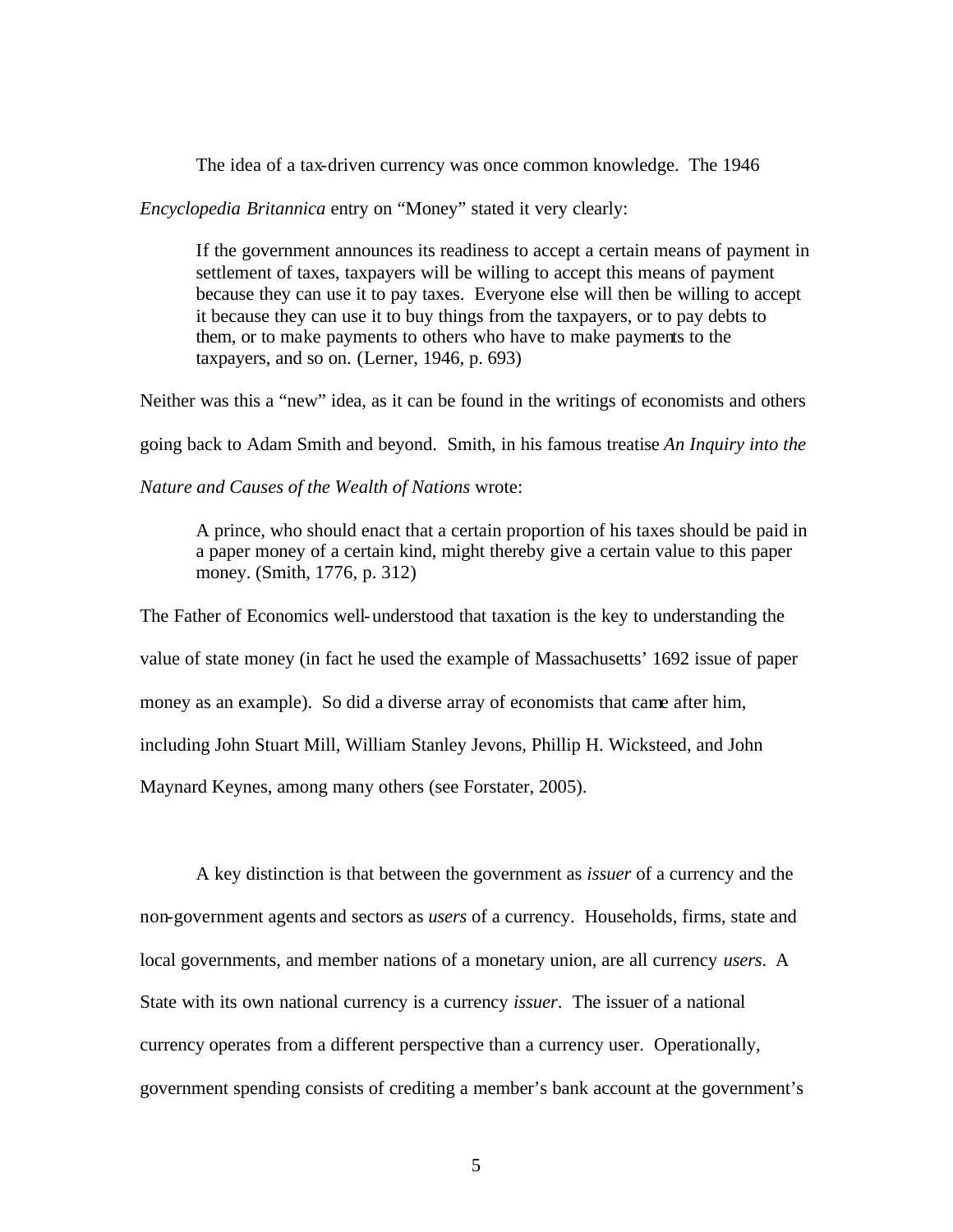The idea of a tax-driven currency was once common knowledge. The 1946 *Encyclopedia Britannica* entry on "Money" stated it very clearly:

> If the government announces its readiness to accept a certain means of payment in settlement of taxes, taxpayers will be willing to accept this means of payment because they can use it to pay taxes. Everyone else will then be willing to accept it because they can use it to buy things from the taxpayers, or to pay debts to them, or to make payments to others who have to make payments to the taxpayers, and so on. (Lerner, 1946, p. 693)

Neither was this a "new" idea, as it can be found in the writings of economists and others going back to Adam Smith and beyond. Smith, in his famous treatise *An Inquiry into the Nature and Causes of the Wealth of Nations* wrote:

> A prince, who should enact that a certain proportion of his taxes should be paid in a paper money of a certain kind, might thereby give a certain value to this paper money. (Smith, 1776, p. 312)

The Father of Economics well-understood that taxation is the key to understanding the value of state money (in fact he used the example of Massachusetts' 1692 issue of paper money as an example). So did a diverse array of economists that came after him, including John Stuart Mill, William Stanley Jevons, Phillip H. Wicksteed, and John Maynard Keynes, among many others (see Forstater, 2005).

A key distinction is that between the government as *issuer* of a currency and the non-government agents and sectors as *users* of a currency. Households, firms, state and local governments, and member nations of a monetary union, are all currency *users*. A State with its own national currency is a currency *issuer*. The issuer of a national currency operates from a different perspective than a currency user. Operationally, government spending consists of crediting a member's bank account at the government's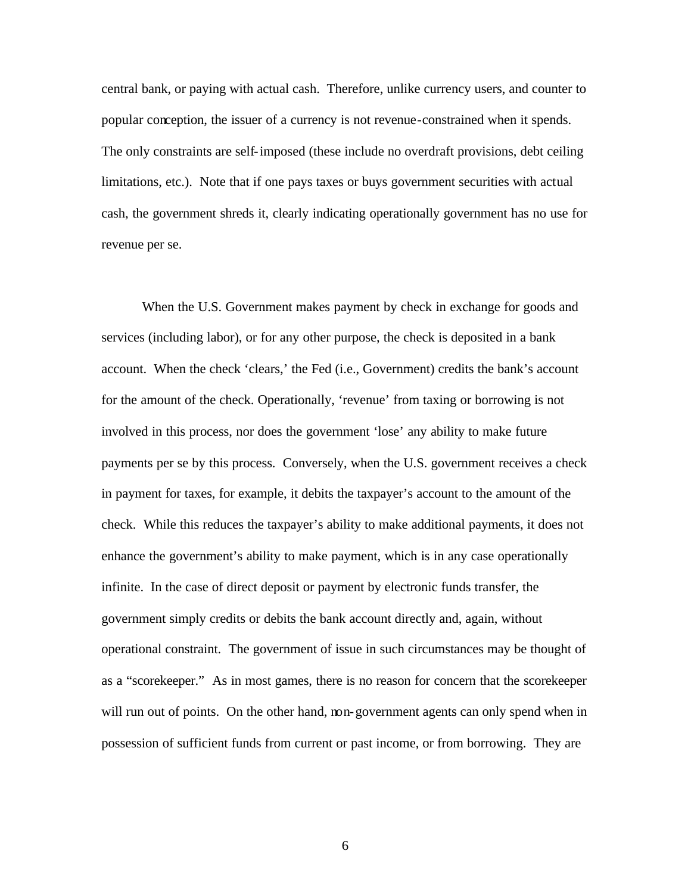central bank, or paying with actual cash. Therefore, unlike currency users, and counter to popular conception, the issuer of a currency is not revenue-constrained when it spends. The only constraints are self-imposed (these include no overdraft provisions, debt ceiling limitations, etc.). Note that if one pays taxes or buys government securities with actual cash, the government shreds it, clearly indicating operationally government has no use for revenue per se.

When the U.S. Government makes payment by check in exchange for goods and services (including labor), or for any other purpose, the check is deposited in a bank account. When the check 'clears,' the Fed (i.e., Government) credits the bank's account for the amount of the check. Operationally, 'revenue' from taxing or borrowing is not involved in this process, nor does the government 'lose' any ability to make future payments per se by this process. Conversely, when the U.S. government receives a check in payment for taxes, for example, it debits the taxpayer's account to the amount of the check. While this reduces the taxpayer's ability to make additional payments, it does not enhance the government's ability to make payment, which is in any case operationally infinite. In the case of direct deposit or payment by electronic funds transfer, the government simply credits or debits the bank account directly and, again, without operational constraint. The government of issue in such circumstances may be thought of as a "scorekeeper." As in most games, there is no reason for concern that the scorekeeper will run out of points. On the other hand, non-government agents can only spend when in possession of sufficient funds from current or past income, or from borrowing. They are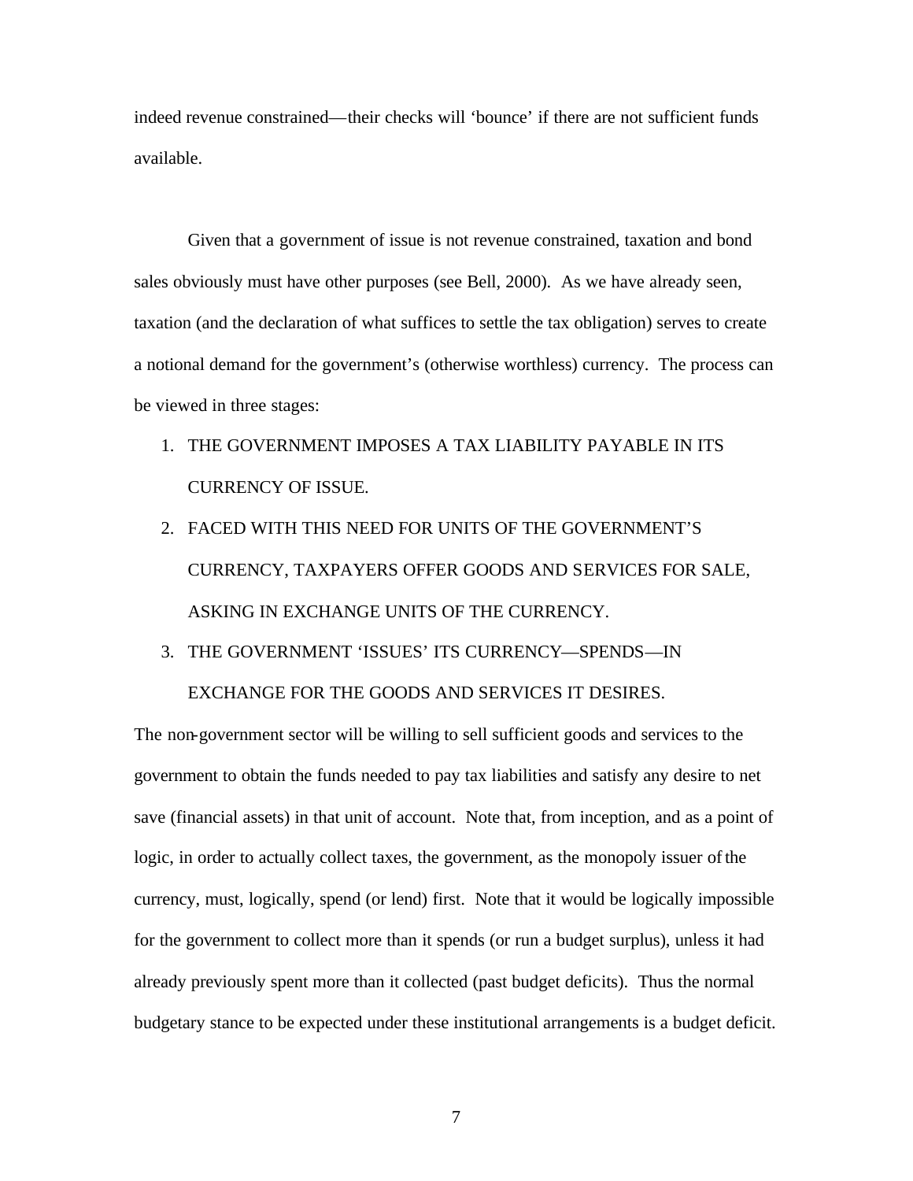indeed revenue constrained—their checks will 'bounce' if there are not sufficient funds available.

Given that a government of issue is not revenue constrained, taxation and bond sales obviously must have other purposes (see Bell, 2000). As we have already seen, taxation (and the declaration of what suffices to settle the tax obligation) serves to create a notional demand for the government's (otherwise worthless) currency. The process can be viewed in three stages:

1. THE GOVERNMENT IMPOSES A TAX LIABILITY PAYABLE IN ITS CURRENCY OF ISSUE.
2. FACED WITH THIS NEED FOR UNITS OF THE GOVERNMENT'S CURRENCY, TAXPAYERS OFFER GOODS AND SERVICES FOR SALE, ASKING IN EXCHANGE UNITS OF THE CURRENCY.
3. THE GOVERNMENT 'ISSUES' ITS CURRENCY—SPENDS—IN EXCHANGE FOR THE GOODS AND SERVICES IT DESIRES.

The non-government sector will be willing to sell sufficient goods and services to the government to obtain the funds needed to pay tax liabilities and satisfy any desire to net save (financial assets) in that unit of account. Note that, from inception, and as a point of logic, in order to actually collect taxes, the government, as the monopoly issuer of the currency, must, logically, spend (or lend) first. Note that it would be logically impossible for the government to collect more than it spends (or run a budget surplus), unless it had already previously spent more than it collected (past budget deficits). Thus the normal budgetary stance to be expected under these institutional arrangements is a budget deficit.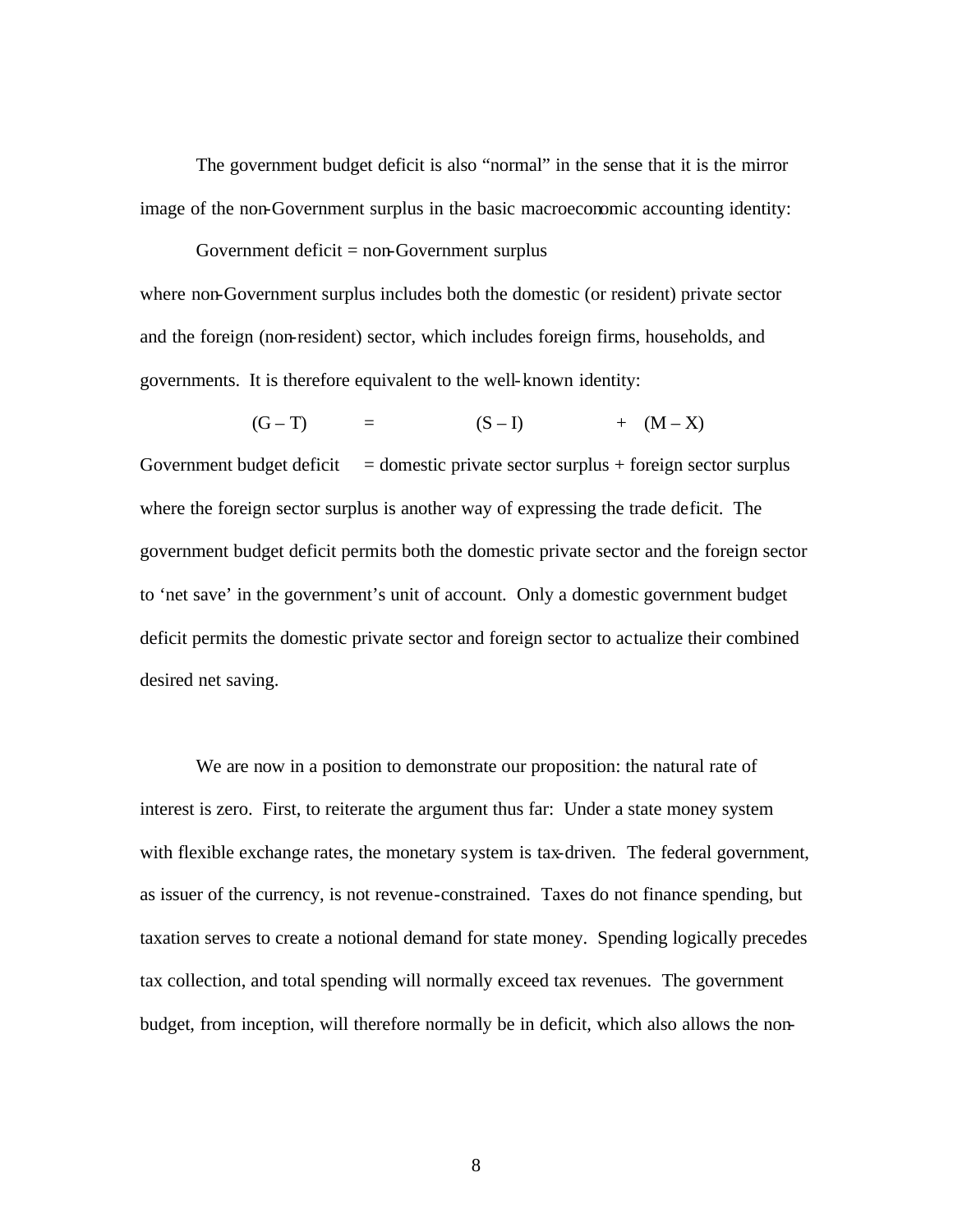The government budget deficit is also "normal" in the sense that it is the mirror image of the non-Government surplus in the basic macroeconomic accounting identity:

Government deficit = non-Government surplus

where non-Government surplus includes both the domestic (or resident) private sector and the foreign (non-resident) sector, which includes foreign firms, households, and governments. It is therefore equivalent to the well-known identity:

$$(G - T) \quad = \quad (S - I) \quad + \quad (M - X)$$

Government budget deficit = domestic private sector surplus + foreign sector surplus

where the foreign sector surplus is another way of expressing the trade deficit. The government budget deficit permits both the domestic private sector and the foreign sector to 'net save' in the government's unit of account. Only a domestic government budget deficit permits the domestic private sector and foreign sector to actualize their combined desired net saving.

We are now in a position to demonstrate our proposition: the natural rate of interest is zero. First, to reiterate the argument thus far: Under a state money system with flexible exchange rates, the monetary system is tax-driven. The federal government, as issuer of the currency, is not revenue-constrained. Taxes do not finance spending, but taxation serves to create a notional demand for state money. Spending logically precedes tax collection, and total spending will normally exceed tax revenues. The government budget, from inception, will therefore normally be in deficit, which also allows the non-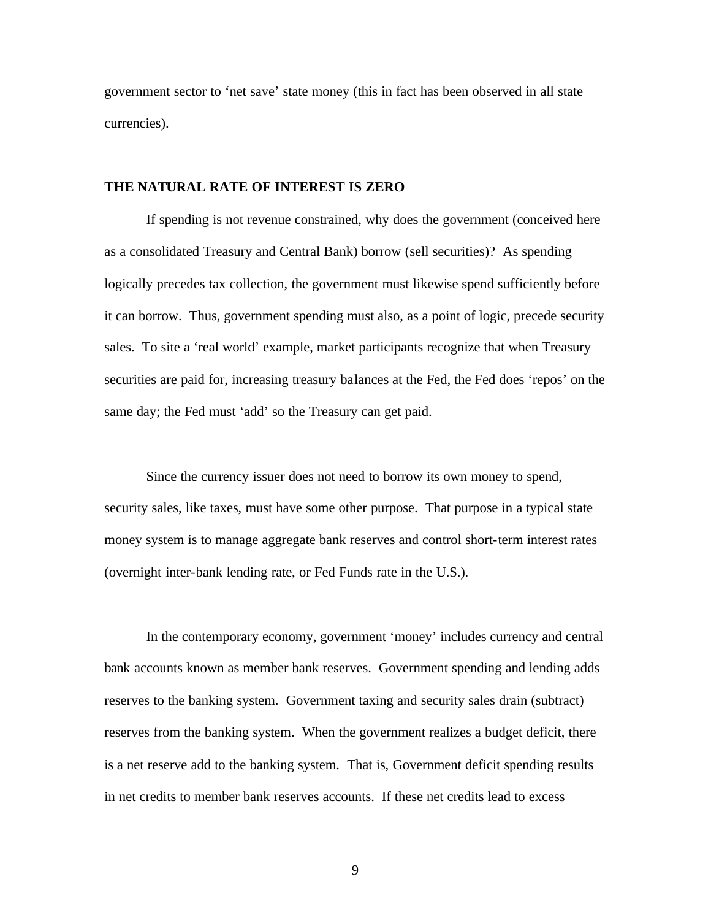government sector to 'net save' state money (this in fact has been observed in all state currencies).

## THE NATURAL RATE OF INTEREST IS ZERO

If spending is not revenue constrained, why does the government (conceived here as a consolidated Treasury and Central Bank) borrow (sell securities)? As spending logically precedes tax collection, the government must likewise spend sufficiently before it can borrow. Thus, government spending must also, as a point of logic, precede security sales. To site a 'real world' example, market participants recognize that when Treasury securities are paid for, increasing treasury balances at the Fed, the Fed does 'repos' on the same day; the Fed must 'add' so the Treasury can get paid.

Since the currency issuer does not need to borrow its own money to spend, security sales, like taxes, must have some other purpose. That purpose in a typical state money system is to manage aggregate bank reserves and control short-term interest rates (overnight inter-bank lending rate, or Fed Funds rate in the U.S.).

In the contemporary economy, government 'money' includes currency and central bank accounts known as member bank reserves. Government spending and lending adds reserves to the banking system. Government taxing and security sales drain (subtract) reserves from the banking system. When the government realizes a budget deficit, there is a net reserve add to the banking system. That is, Government deficit spending results in net credits to member bank reserves accounts. If these net credits lead to excess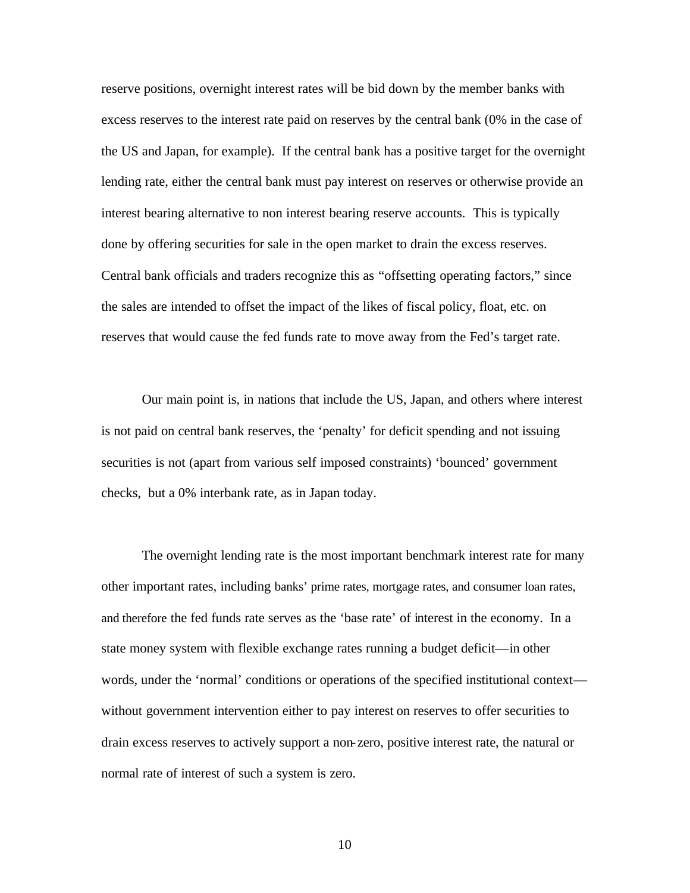reserve positions, overnight interest rates will be bid down by the member banks with excess reserves to the interest rate paid on reserves by the central bank (0% in the case of the US and Japan, for example). If the central bank has a positive target for the overnight lending rate, either the central bank must pay interest on reserves or otherwise provide an interest bearing alternative to non interest bearing reserve accounts. This is typically done by offering securities for sale in the open market to drain the excess reserves. Central bank officials and traders recognize this as "offsetting operating factors," since the sales are intended to offset the impact of the likes of fiscal policy, float, etc. on reserves that would cause the fed funds rate to move away from the Fed's target rate.

Our main point is, in nations that include the US, Japan, and others where interest is not paid on central bank reserves, the 'penalty' for deficit spending and not issuing securities is not (apart from various self imposed constraints) 'bounced' government checks, but a 0% interbank rate, as in Japan today.

The overnight lending rate is the most important benchmark interest rate for many other important rates, including banks' prime rates, mortgage rates, and consumer loan rates, and therefore the fed funds rate serves as the 'base rate' of interest in the economy. In a state money system with flexible exchange rates running a budget deficit—in other words, under the 'normal' conditions or operations of the specified institutional context—without government intervention either to pay interest on reserves to offer securities to drain excess reserves to actively support a non-zero, positive interest rate, the natural or normal rate of interest of such a system is zero.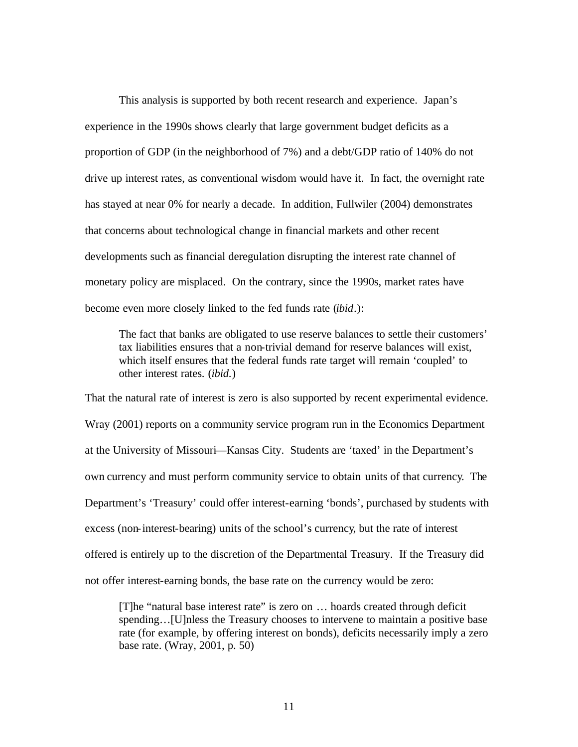This analysis is supported by both recent research and experience. Japan's experience in the 1990s shows clearly that large government budget deficits as a proportion of GDP (in the neighborhood of 7%) and a debt/GDP ratio of 140% do not drive up interest rates, as conventional wisdom would have it. In fact, the overnight rate has stayed at near 0% for nearly a decade. In addition, Fullwiler (2004) demonstrates that concerns about technological change in financial markets and other recent developments such as financial deregulation disrupting the interest rate channel of monetary policy are misplaced. On the contrary, since the 1990s, market rates have become even more closely linked to the fed funds rate (*ibid*.):

> The fact that banks are obligated to use reserve balances to settle their customers' tax liabilities ensures that a non-trivial demand for reserve balances will exist, which itself ensures that the federal funds rate target will remain 'coupled' to other interest rates. (*ibid.*)

That the natural rate of interest is zero is also supported by recent experimental evidence. Wray (2001) reports on a community service program run in the Economics Department at the University of Missouri—Kansas City. Students are 'taxed' in the Department's own currency and must perform community service to obtain units of that currency. The Department's 'Treasury' could offer interest-earning 'bonds', purchased by students with excess (non-interest-bearing) units of the school's currency, but the rate of interest offered is entirely up to the discretion of the Departmental Treasury. If the Treasury did not offer interest-earning bonds, the base rate on the currency would be zero:

> [T]he "natural base interest rate" is zero on … hoards created through deficit spending…[U]nless the Treasury chooses to intervene to maintain a positive base rate (for example, by offering interest on bonds), deficits necessarily imply a zero base rate. (Wray, 2001, p. 50)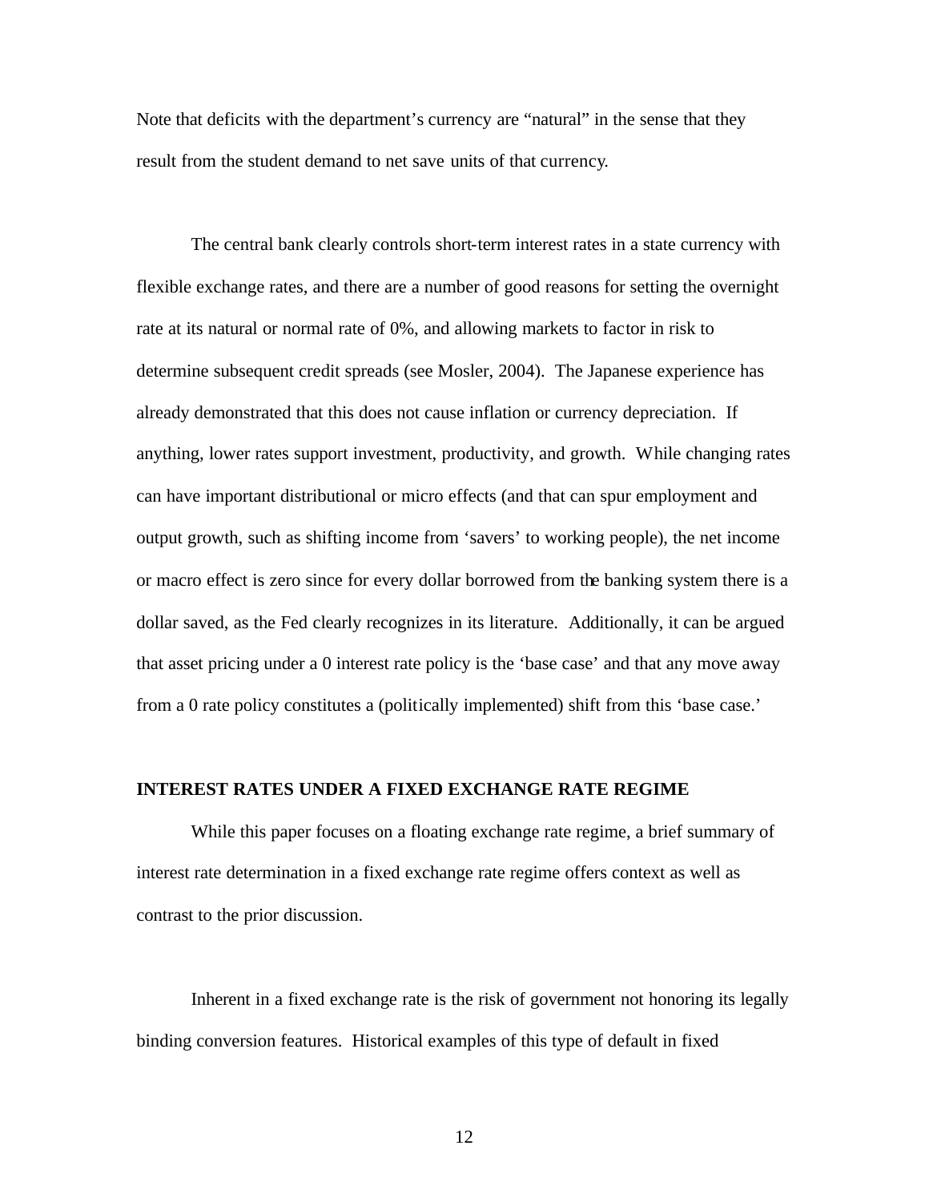Note that deficits with the department's currency are "natural" in the sense that they result from the student demand to net save units of that currency.

The central bank clearly controls short-term interest rates in a state currency with flexible exchange rates, and there are a number of good reasons for setting the overnight rate at its natural or normal rate of 0%, and allowing markets to factor in risk to determine subsequent credit spreads (see Mosler, 2004). The Japanese experience has already demonstrated that this does not cause inflation or currency depreciation. If anything, lower rates support investment, productivity, and growth. While changing rates can have important distributional or micro effects (and that can spur employment and output growth, such as shifting income from 'savers' to working people), the net income or macro effect is zero since for every dollar borrowed from the banking system there is a dollar saved, as the Fed clearly recognizes in its literature. Additionally, it can be argued that asset pricing under a 0 interest rate policy is the 'base case' and that any move away from a 0 rate policy constitutes a (politically implemented) shift from this 'base case.'

## INTEREST RATES UNDER A FIXED EXCHANGE RATE REGIME

While this paper focuses on a floating exchange rate regime, a brief summary of interest rate determination in a fixed exchange rate regime offers context as well as contrast to the prior discussion.

Inherent in a fixed exchange rate is the risk of government not honoring its legally binding conversion features. Historical examples of this type of default in fixed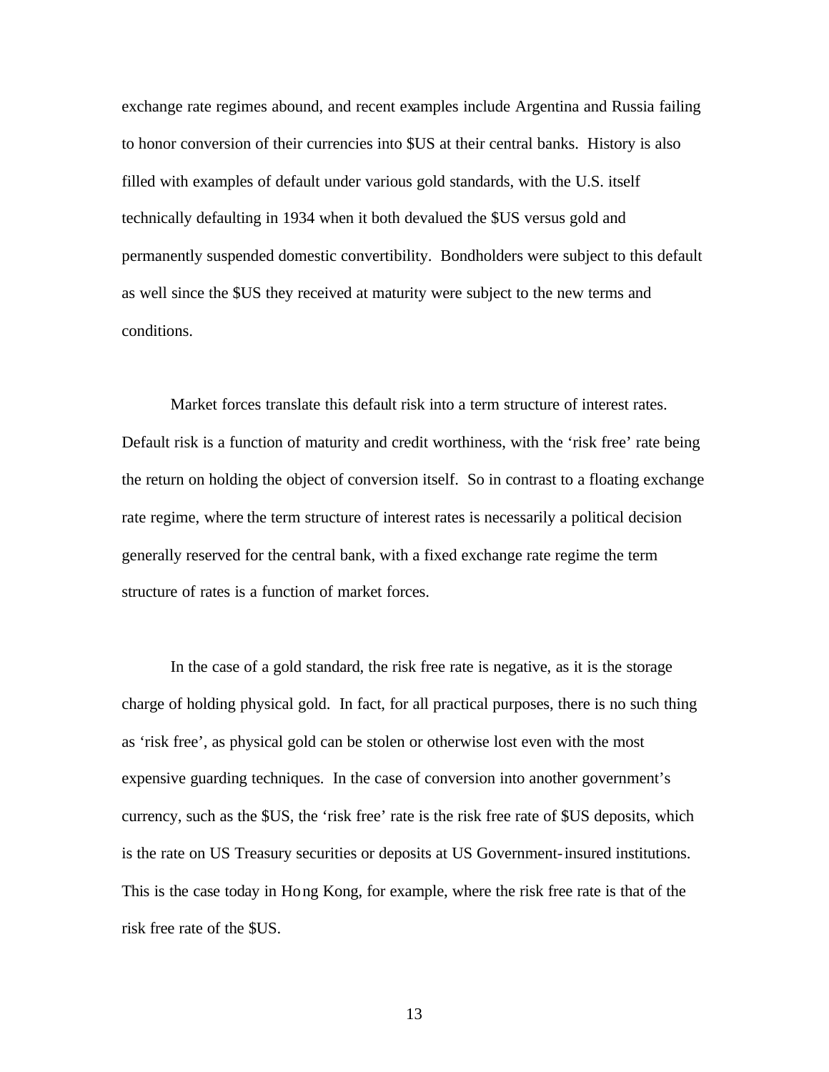exchange rate regimes abound, and recent examples include Argentina and Russia failing to honor conversion of their currencies into $US at their central banks. History is also filled with examples of default under various gold standards, with the U.S. itself technically defaulting in 1934 when it both devalued the $US versus gold and permanently suspended domestic convertibility. Bondholders were subject to this default as well since the $US they received at maturity were subject to the new terms and conditions.

Market forces translate this default risk into a term structure of interest rates. Default risk is a function of maturity and credit worthiness, with the 'risk free' rate being the return on holding the object of conversion itself. So in contrast to a floating exchange rate regime, where the term structure of interest rates is necessarily a political decision generally reserved for the central bank, with a fixed exchange rate regime the term structure of rates is a function of market forces.

In the case of a gold standard, the risk free rate is negative, as it is the storage charge of holding physical gold. In fact, for all practical purposes, there is no such thing as 'risk free', as physical gold can be stolen or otherwise lost even with the most expensive guarding techniques. In the case of conversion into another government's currency, such as the $US, the 'risk free' rate is the risk free rate of $US deposits, which is the rate on US Treasury securities or deposits at US Government-insured institutions. This is the case today in Hong Kong, for example, where the risk free rate is that of the risk free rate of the $US.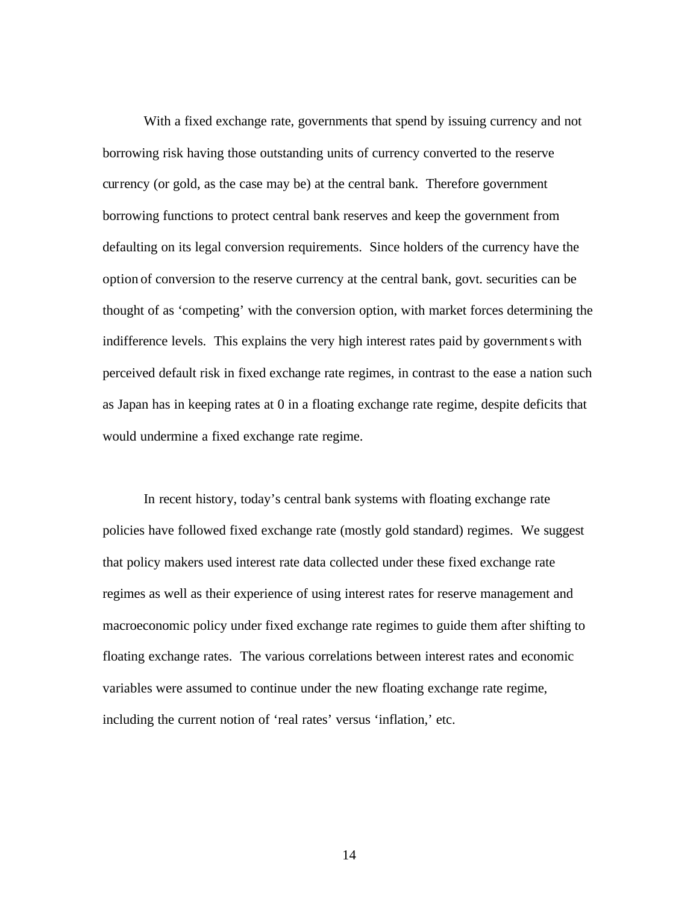With a fixed exchange rate, governments that spend by issuing currency and not borrowing risk having those outstanding units of currency converted to the reserve currency (or gold, as the case may be) at the central bank. Therefore government borrowing functions to protect central bank reserves and keep the government from defaulting on its legal conversion requirements. Since holders of the currency have the option of conversion to the reserve currency at the central bank, govt. securities can be thought of as 'competing' with the conversion option, with market forces determining the indifference levels. This explains the very high interest rates paid by governments with perceived default risk in fixed exchange rate regimes, in contrast to the ease a nation such as Japan has in keeping rates at 0 in a floating exchange rate regime, despite deficits that would undermine a fixed exchange rate regime.

In recent history, today's central bank systems with floating exchange rate policies have followed fixed exchange rate (mostly gold standard) regimes. We suggest that policy makers used interest rate data collected under these fixed exchange rate regimes as well as their experience of using interest rates for reserve management and macroeconomic policy under fixed exchange rate regimes to guide them after shifting to floating exchange rates. The various correlations between interest rates and economic variables were assumed to continue under the new floating exchange rate regime, including the current notion of 'real rates' versus 'inflation,' etc.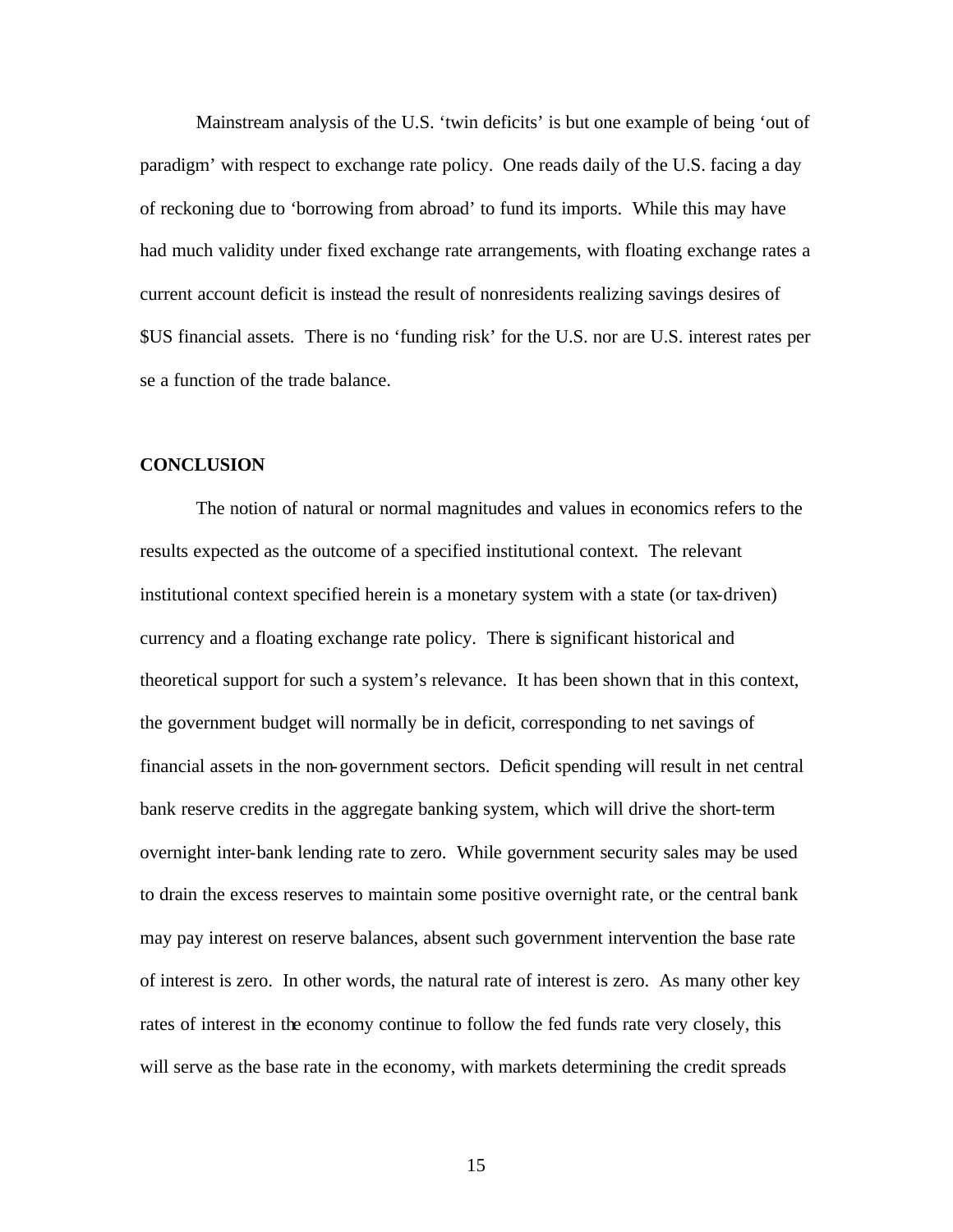Mainstream analysis of the U.S. 'twin deficits' is but one example of being 'out of paradigm' with respect to exchange rate policy. One reads daily of the U.S. facing a day of reckoning due to 'borrowing from abroad' to fund its imports. While this may have had much validity under fixed exchange rate arrangements, with floating exchange rates a current account deficit is instead the result of nonresidents realizing savings desires of $US financial assets. There is no 'funding risk' for the U.S. nor are U.S. interest rates per se a function of the trade balance.

**CONCLUSION**

The notion of natural or normal magnitudes and values in economics refers to the results expected as the outcome of a specified institutional context. The relevant institutional context specified herein is a monetary system with a state (or tax-driven) currency and a floating exchange rate policy. There is significant historical and theoretical support for such a system's relevance. It has been shown that in this context, the government budget will normally be in deficit, corresponding to net savings of financial assets in the non-government sectors. Deficit spending will result in net central bank reserve credits in the aggregate banking system, which will drive the short-term overnight inter-bank lending rate to zero. While government security sales may be used to drain the excess reserves to maintain some positive overnight rate, or the central bank may pay interest on reserve balances, absent such government intervention the base rate of interest is zero. In other words, the natural rate of interest is zero. As many other key rates of interest in the economy continue to follow the fed funds rate very closely, this will serve as the base rate in the economy, with markets determining the credit spreads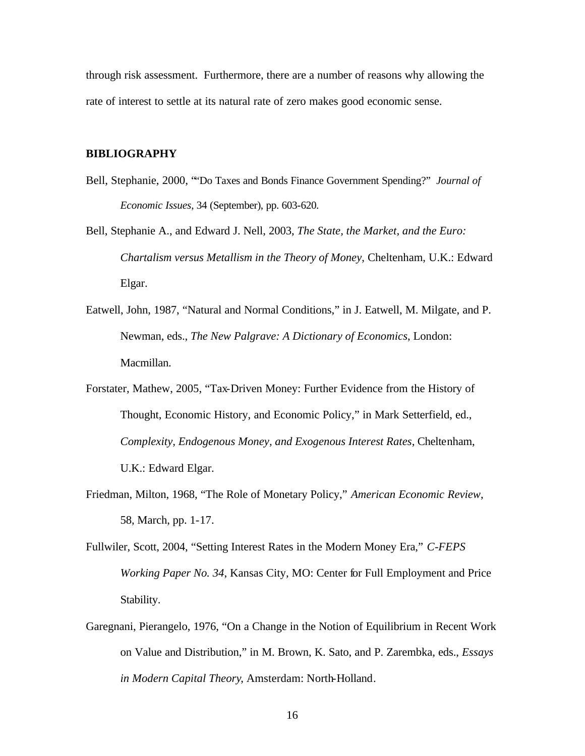through risk assessment. Furthermore, there are a number of reasons why allowing the rate of interest to settle at its natural rate of zero makes good economic sense.

## BIBLIOGRAPHY

Bell, Stephanie, 2000, ""Do Taxes and Bonds Finance Government Spending?" *Journal of Economic Issues*, 34 (September), pp. 603-620.

Bell, Stephanie A., and Edward J. Nell, 2003, *The State, the Market, and the Euro: Chartalism versus Metallism in the Theory of Money*, Cheltenham, U.K.: Edward Elgar.

Eatwell, John, 1987, "Natural and Normal Conditions," in J. Eatwell, M. Milgate, and P. Newman, eds., *The New Palgrave: A Dictionary of Economics*, London: Macmillan.

Forstater, Mathew, 2005, "Tax-Driven Money: Further Evidence from the History of Thought, Economic History, and Economic Policy," in Mark Setterfield, ed., *Complexity, Endogenous Money, and Exogenous Interest Rates*, Cheltenham, U.K.: Edward Elgar.

Friedman, Milton, 1968, "The Role of Monetary Policy," *American Economic Review*, 58, March, pp. 1-17.

Fullwiler, Scott, 2004, "Setting Interest Rates in the Modern Money Era," *C-FEPS Working Paper No. 34*, Kansas City, MO: Center for Full Employment and Price Stability.

Garegnani, Pierangelo, 1976, "On a Change in the Notion of Equilibrium in Recent Work on Value and Distribution," in M. Brown, K. Sato, and P. Zarembka, eds., *Essays in Modern Capital Theory*, Amsterdam: North-Holland.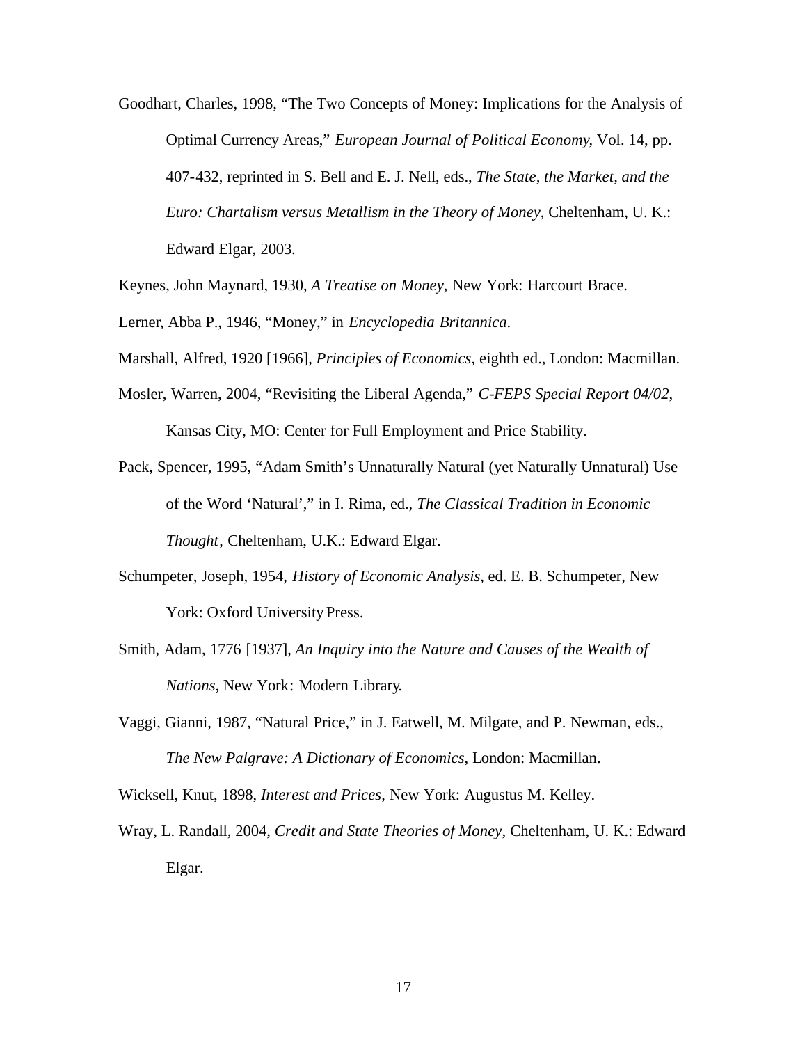Goodhart, Charles, 1998, "The Two Concepts of Money: Implications for the Analysis of Optimal Currency Areas," *European Journal of Political Economy*, Vol. 14, pp. 407-432, reprinted in S. Bell and E. J. Nell, eds., *The State, the Market, and the Euro: Chartalism versus Metallism in the Theory of Money*, Cheltenham, U. K.: Edward Elgar, 2003.

Keynes, John Maynard, 1930, *A Treatise on Money*, New York: Harcourt Brace.

Lerner, Abba P., 1946, "Money," in *Encyclopedia Britannica*.

Marshall, Alfred, 1920 [1966], *Principles of Economics*, eighth ed., London: Macmillan.

Mosler, Warren, 2004, "Revisiting the Liberal Agenda," *C-FEPS Special Report 04/02*, Kansas City, MO: Center for Full Employment and Price Stability.

Pack, Spencer, 1995, "Adam Smith's Unnaturally Natural (yet Naturally Unnatural) Use of the Word 'Natural'," in I. Rima, ed., *The Classical Tradition in Economic Thought*, Cheltenham, U.K.: Edward Elgar.

Schumpeter, Joseph, 1954, *History of Economic Analysis*, ed. E. B. Schumpeter, New York: Oxford University Press.

Smith, Adam, 1776 [1937], *An Inquiry into the Nature and Causes of the Wealth of Nations*, New York: Modern Library.

Vaggi, Gianni, 1987, "Natural Price," in J. Eatwell, M. Milgate, and P. Newman, eds., *The New Palgrave: A Dictionary of Economics*, London: Macmillan.

Wicksell, Knut, 1898, *Interest and Prices*, New York: Augustus M. Kelley.

Wray, L. Randall, 2004, *Credit and State Theories of Money*, Cheltenham, U. K.: Edward Elgar.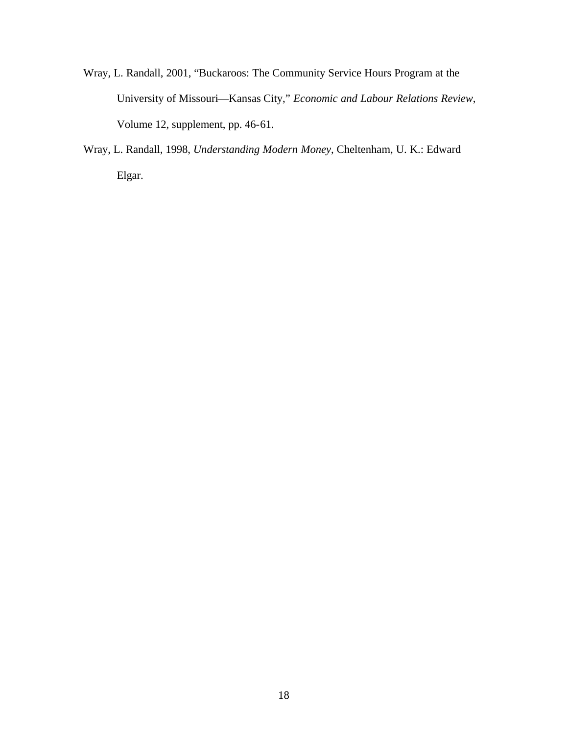Wray, L. Randall, 2001, "Buckaroos: The Community Service Hours Program at the University of Missouri—Kansas City," *Economic and Labour Relations Review*, Volume 12, supplement, pp. 46-61.

Wray, L. Randall, 1998, *Understanding Modern Money*, Cheltenham, U. K.: Edward Elgar.